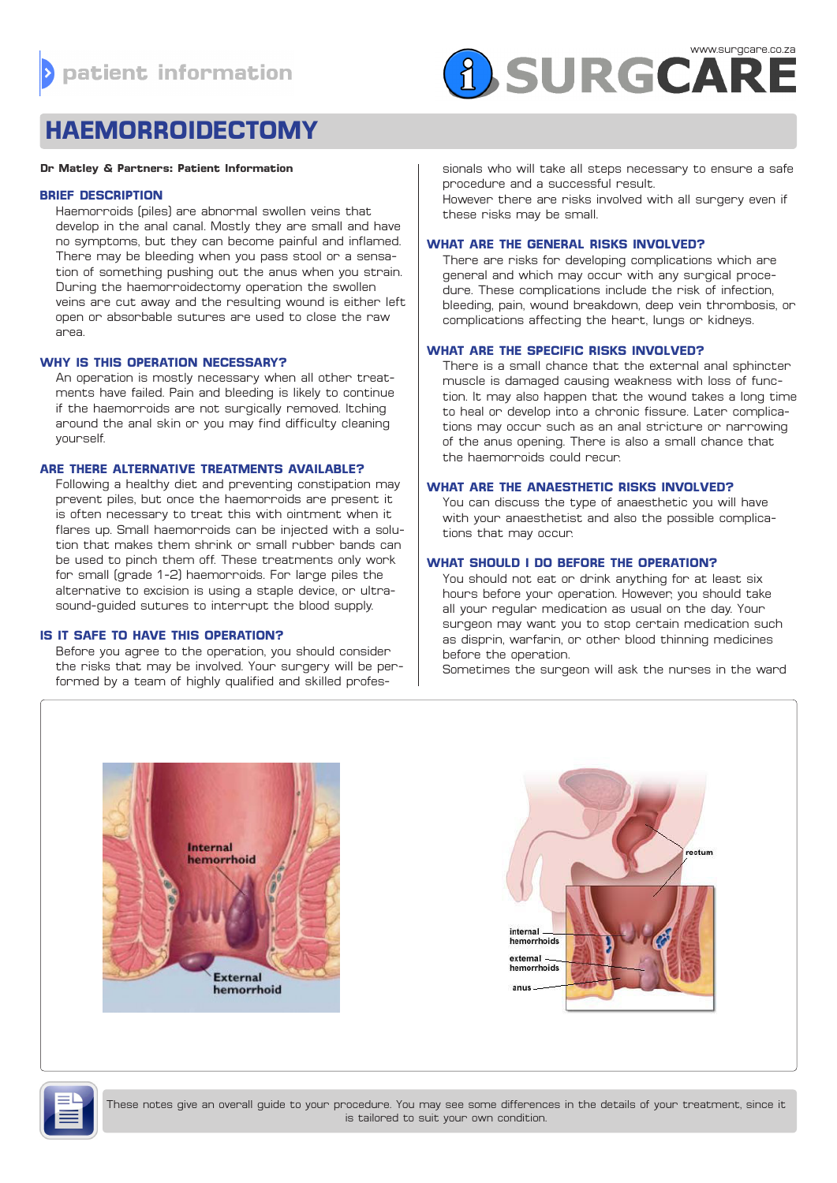patient information

www.surgcare.co.za

SURGCARE

# HAEMORROIDECTOMY

**Dr Matley & Partners: Patient Information**

## BRIEF DESCRIPTION

Haemorroids (piles) are abnormal swollen veins that develop in the anal canal. Mostly they are small and have no symptoms, but they can become painful and inflamed. There may be bleeding when you pass stool or a sensation of something pushing out the anus when you strain. During the haemorroidectomy operation the swollen veins are cut away and the resulting wound is either left open or absorbable sutures are used to close the raw area.

## WHY IS THIS OPERATION NECESSARY?

An operation is mostly necessary when all other treatments have failed. Pain and bleeding is likely to continue if the haemorroids are not surgically removed. Itching around the anal skin or you may find difficulty cleaning yourself.

## ARE THERE ALTERNATIVE TREATMENTS AVAILABLE?

Following a healthy diet and preventing constipation may prevent piles, but once the haemorroids are present it is often necessary to treat this with ointment when it flares up. Small haemorroids can be injected with a solution that makes them shrink or small rubber bands can be used to pinch them off. These treatments only work for small (grade 1-2) haemorroids. For large piles the alternative to excision is using a staple device, or ultrasound-guided sutures to interrupt the blood supply.

## IS IT SAFE TO HAVE THIS OPERATION?

Before you agree to the operation, you should consider the risks that may be involved. Your surgery will be performed by a team of highly qualified and skilled professionals who will take all steps necessary to ensure a safe procedure and a successful result.

However there are risks involved with all surgery even if these risks may be small.

## WHAT ARE THE GENERAL RISKS INVOLVED?

There are risks for developing complications which are general and which may occur with any surgical procedure. These complications include the risk of infection, bleeding, pain, wound breakdown, deep vein thrombosis, or complications affecting the heart, lungs or kidneys.

## WHAT ARE THE SPECIFIC RISKS INVOLVED?

There is a small chance that the external anal sphincter muscle is damaged causing weakness with loss of function. It may also happen that the wound takes a long time to heal or develop into a chronic fissure. Later complications may occur such as an anal stricture or narrowing of the anus opening. There is also a small chance that the haemorroids could recur.

## WHAT ARE THE ANAESTHETIC RISKS INVOLVED?

You can discuss the type of anaesthetic you will have with your anaesthetist and also the possible complications that may occur.

## WHAT SHOULD I DO BEFORE THE OPERATION?

You should not eat or drink anything for at least six hours before your operation. However, you should take all your regular medication as usual on the day. Your surgeon may want you to stop certain medication such as disprin, warfarin, or other blood thinning medicines before the operation.

Sometimes the surgeon will ask the nurses in the ward

These notes give an overall guide to your procedure. You may see some differences in the details of your treatment, since it is tailored to suit your own condition.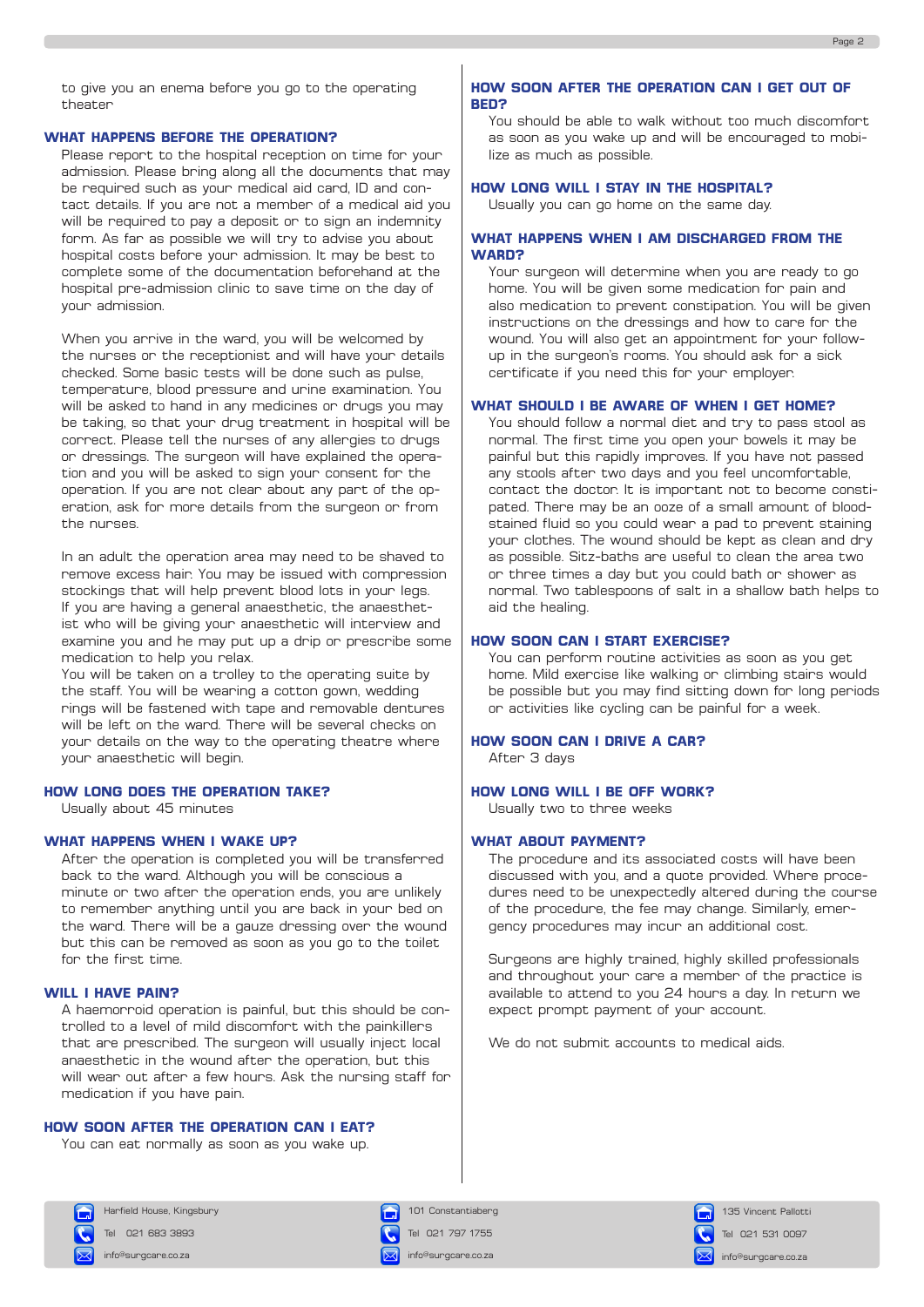to give you an enema before you go to the operating theater

## WHAT HAPPENS BEFORE THE OPERATION?

Please report to the hospital reception on time for your admission. Please bring along all the documents that may be required such as your medical aid card, ID and contact details. If you are not a member of a medical aid you will be required to pay a deposit or to sign an indemnity form. As far as possible we will try to advise you about hospital costs before your admission. It may be best to complete some of the documentation beforehand at the hospital pre-admission clinic to save time on the day of your admission.

When you arrive in the ward, you will be welcomed by the nurses or the receptionist and will have your details checked. Some basic tests will be done such as pulse, temperature, blood pressure and urine examination. You will be asked to hand in any medicines or drugs you may be taking, so that your drug treatment in hospital will be correct. Please tell the nurses of any allergies to drugs or dressings. The surgeon will have explained the operation and you will be asked to sign your consent for the operation. If you are not clear about any part of the operation, ask for more details from the surgeon or from the nurses.

In an adult the operation area may need to be shaved to remove excess hair. You may be issued with compression stockings that will help prevent blood lots in your legs. If you are having a general anaesthetic, the anaesthetist who will be giving your anaesthetic will interview and examine you and he may put up a drip or prescribe some medication to help you relax.
You will be taken on a trolley to the operating suite by the staff. You will be wearing a cotton gown, wedding rings will be fastened with tape and removable dentures will be left on the ward. There will be several checks on your details on the way to the operating theatre where your anaesthetic will begin.

## HOW LONG DOES THE OPERATION TAKE?

Usually about 45 minutes

## WHAT HAPPENS WHEN I WAKE UP?

After the operation is completed you will be transferred back to the ward. Although you will be conscious a minute or two after the operation ends, you are unlikely to remember anything until you are back in your bed on the ward. There will be a gauze dressing over the wound but this can be removed as soon as you go to the toilet for the first time.

## WILL I HAVE PAIN?

A haemorroid operation is painful, but this should be controlled to a level of mild discomfort with the painkillers that are prescribed. The surgeon will usually inject local anaesthetic in the wound after the operation, but this will wear out after a few hours. Ask the nursing staff for medication if you have pain.

## HOW SOON AFTER THE OPERATION CAN I EAT?

You can eat normally as soon as you wake up.

## HOW SOON AFTER THE OPERATION CAN I GET OUT OF BED?

You should be able to walk without too much discomfort as soon as you wake up and will be encouraged to mobilize as much as possible.

## HOW LONG WILL I STAY IN THE HOSPITAL?

Usually you can go home on the same day.

## WHAT HAPPENS WHEN I AM DISCHARGED FROM THE WARD?

Your surgeon will determine when you are ready to go home. You will be given some medication for pain and also medication to prevent constipation. You will be given instructions on the dressings and how to care for the wound. You will also get an appointment for your follow-up in the surgeon's rooms. You should ask for a sick certificate if you need this for your employer.

## WHAT SHOULD I BE AWARE OF WHEN I GET HOME?

You should follow a normal diet and try to pass stool as normal. The first time you open your bowels it may be painful but this rapidly improves. If you have not passed any stools after two days and you feel uncomfortable, contact the doctor. It is important not to become constipated. There may be an ooze of a small amount of blood-stained fluid so you could wear a pad to prevent staining your clothes. The wound should be kept as clean and dry as possible. Sitz-baths are useful to clean the area two or three times a day but you could bath or shower as normal. Two tablespoons of salt in a shallow bath helps to aid the healing.

## HOW SOON CAN I START EXERCISE?

You can perform routine activities as soon as you get home. Mild exercise like walking or climbing stairs would be possible but you may find sitting down for long periods or activities like cycling can be painful for a week.

## HOW SOON CAN I DRIVE A CAR?

After 3 days

## HOW LONG WILL I BE OFF WORK?

Usually two to three weeks

## WHAT ABOUT PAYMENT?

The procedure and its associated costs will have been discussed with you, and a quote provided. Where procedures need to be unexpectedly altered during the course of the procedure, the fee may change. Similarly, emergency procedures may incur an additional cost.

Surgeons are highly trained, highly skilled professionals and throughout your care a member of the practice is available to attend to you 24 hours a day. In return we expect prompt payment of your account.

We do not submit accounts to medical aids.

Harfield House, Kingsbury
Tel 021 683 3893
info@surgcare.co.za

101 Constantiaberg
Tel 021 797 1755
info@surgcare.co.za

135 Vincent Pallotti
Tel 021 531 0097
info@surgcare.co.za